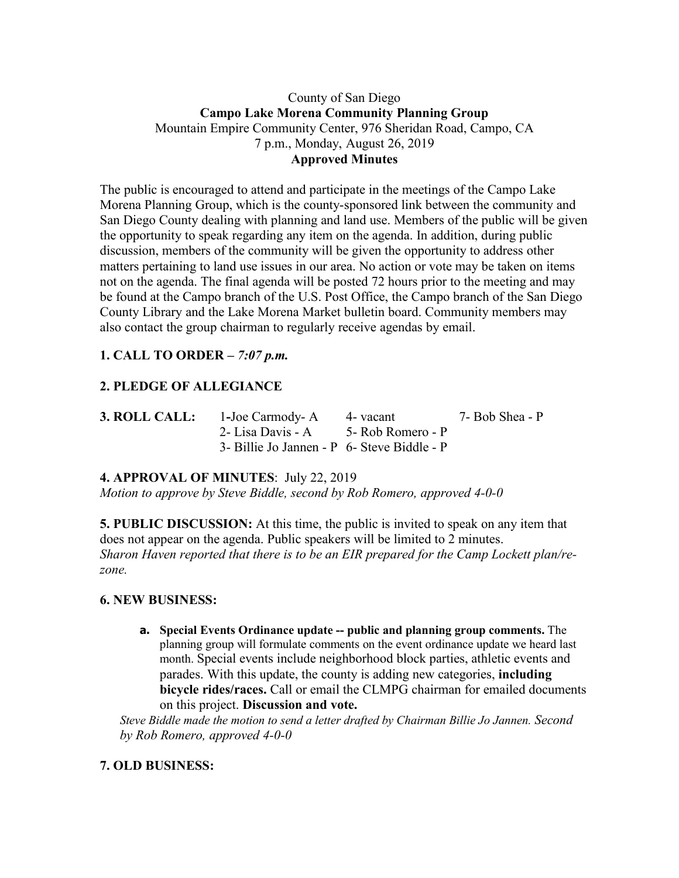County of San Diego

**Campo Lake Morena Community Planning Group**

Mountain Empire Community Center, 976 Sheridan Road, Campo, CA

7 p.m., Monday, August 26, 2019

**Approved Minutes**

The public is encouraged to attend and participate in the meetings of the Campo Lake Morena Planning Group, which is the county-sponsored link between the community and San Diego County dealing with planning and land use. Members of the public will be given the opportunity to speak regarding any item on the agenda. In addition, during public discussion, members of the community will be given the opportunity to address other matters pertaining to land use issues in our area. No action or vote may be taken on items not on the agenda. The final agenda will be posted 72 hours prior to the meeting and may be found at the Campo branch of the U.S. Post Office, the Campo branch of the San Diego County Library and the Lake Morena Market bulletin board. Community members may also contact the group chairman to regularly receive agendas by email.

**1. CALL TO ORDER –** ***7:07 p.m.***

**2. PLEDGE OF ALLEGIANCE**

**3. ROLL CALL:**

| | | |
|---|---|---|
| 1-Joe Carmody- A | 4- vacant | 7- Bob Shea - P |
| 2- Lisa Davis - A | 5- Rob Romero - P | |
| 3- Billie Jo Jannen - P | 6- Steve Biddle - P | |

**4. APPROVAL OF MINUTES**: July 22, 2019

*Motion to approve by Steve Biddle, second by Rob Romero, approved 4-0-0*

**5. PUBLIC DISCUSSION:** At this time, the public is invited to speak on any item that does not appear on the agenda. Public speakers will be limited to 2 minutes.

*Sharon Haven reported that there is to be an EIR prepared for the Camp Lockett plan/re-zone.*

**6. NEW BUSINESS:**

**a. Special Events Ordinance update -- public and planning group comments.** The planning group will formulate comments on the event ordinance update we heard last month. Special events include neighborhood block parties, athletic events and parades. With this update, the county is adding new categories, **including bicycle rides/races.** Call or email the CLMPG chairman for emailed documents on this project. **Discussion and vote.**

*Steve Biddle made the motion to send a letter drafted by Chairman Billie Jo Jannen. Second by Rob Romero, approved 4-0-0*

**7. OLD BUSINESS:**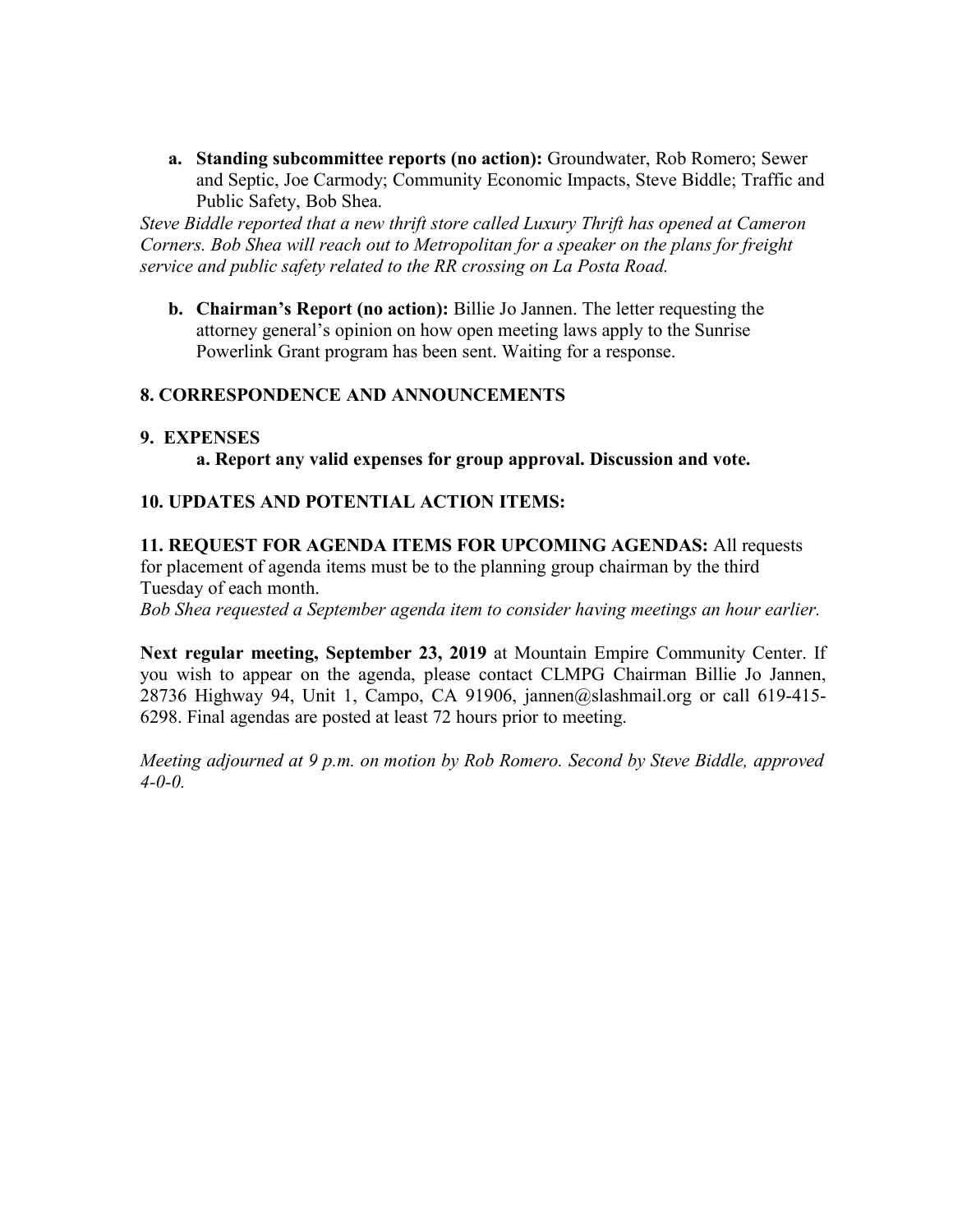a. **Standing subcommittee reports (no action):** Groundwater, Rob Romero; Sewer and Septic, Joe Carmody; Community Economic Impacts, Steve Biddle; Traffic and Public Safety, Bob Shea.

*Steve Biddle reported that a new thrift store called Luxury Thrift has opened at Cameron Corners. Bob Shea will reach out to Metropolitan for a speaker on the plans for freight service and public safety related to the RR crossing on La Posta Road.*

b. **Chairman's Report (no action):** Billie Jo Jannen. The letter requesting the attorney general's opinion on how open meeting laws apply to the Sunrise Powerlink Grant program has been sent. Waiting for a response.

**8. CORRESPONDENCE AND ANNOUNCEMENTS**

**9. EXPENSES**

**a. Report any valid expenses for group approval. Discussion and vote.**

**10. UPDATES AND POTENTIAL ACTION ITEMS:**

**11. REQUEST FOR AGENDA ITEMS FOR UPCOMING AGENDAS:** All requests for placement of agenda items must be to the planning group chairman by the third Tuesday of each month.

*Bob Shea requested a September agenda item to consider having meetings an hour earlier.*

**Next regular meeting, September 23, 2019** at Mountain Empire Community Center. If you wish to appear on the agenda, please contact CLMPG Chairman Billie Jo Jannen, 28736 Highway 94, Unit 1, Campo, CA 91906, jannen@slashmail.org or call 619-415-6298. Final agendas are posted at least 72 hours prior to meeting.

*Meeting adjourned at 9 p.m. on motion by Rob Romero. Second by Steve Biddle, approved 4-0-0.*